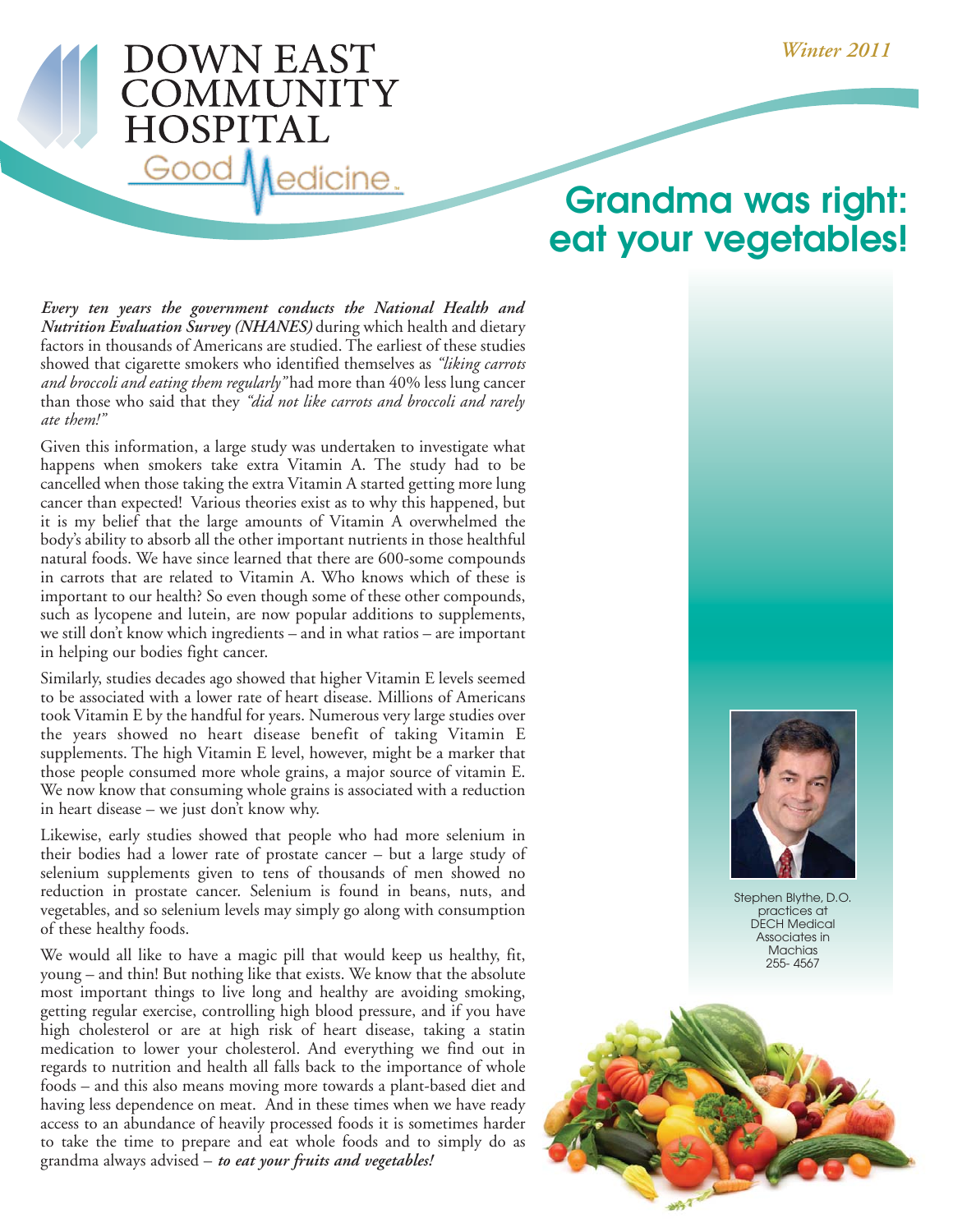DOWN EAST COMMUNITY HOSPITAL

Good Medicine

*Winter 2011*

# Grandma was right: eat your vegetables!

***Every ten years the government conducts the National Health and Nutrition Evaluation Survey (NHANES)*** during which health and dietary factors in thousands of Americans are studied. The earliest of these studies showed that cigarette smokers who identified themselves as *"liking carrots and broccoli and eating them regularly"* had more than 40% less lung cancer than those who said that they *"did not like carrots and broccoli and rarely ate them!"*

Given this information, a large study was undertaken to investigate what happens when smokers take extra Vitamin A. The study had to be cancelled when those taking the extra Vitamin A started getting more lung cancer than expected! Various theories exist as to why this happened, but it is my belief that the large amounts of Vitamin A overwhelmed the body's ability to absorb all the other important nutrients in those healthful natural foods. We have since learned that there are 600-some compounds in carrots that are related to Vitamin A. Who knows which of these is important to our health? So even though some of these other compounds, such as lycopene and lutein, are now popular additions to supplements, we still don't know which ingredients – and in what ratios – are important in helping our bodies fight cancer.

Similarly, studies decades ago showed that higher Vitamin E levels seemed to be associated with a lower rate of heart disease. Millions of Americans took Vitamin E by the handful for years. Numerous very large studies over the years showed no heart disease benefit of taking Vitamin E supplements. The high Vitamin E level, however, might be a marker that those people consumed more whole grains, a major source of vitamin E. We now know that consuming whole grains is associated with a reduction in heart disease – we just don't know why.

Likewise, early studies showed that people who had more selenium in their bodies had a lower rate of prostate cancer – but a large study of selenium supplements given to tens of thousands of men showed no reduction in prostate cancer. Selenium is found in beans, nuts, and vegetables, and so selenium levels may simply go along with consumption of these healthy foods.

We would all like to have a magic pill that would keep us healthy, fit, young – and thin! But nothing like that exists. We know that the absolute most important things to live long and healthy are avoiding smoking, getting regular exercise, controlling high blood pressure, and if you have high cholesterol or are at high risk of heart disease, taking a statin medication to lower your cholesterol. And everything we find out in regards to nutrition and health all falls back to the importance of whole foods – and this also means moving more towards a plant-based diet and having less dependence on meat. And in these times when we have ready access to an abundance of heavily processed foods it is sometimes harder to take the time to prepare and eat whole foods and to simply do as grandma always advised – ***to eat your fruits and vegetables!***

Stephen Blythe, D.O. practices at DECH Medical Associates in Machias 255- 4567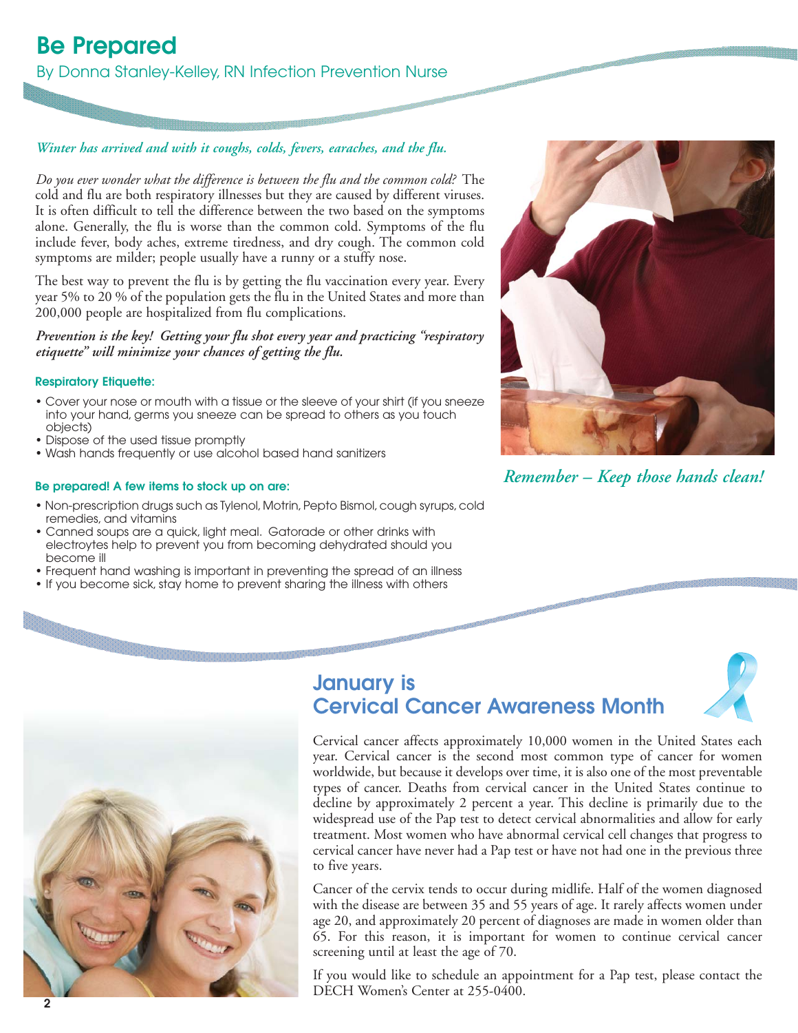// Be Prepared

By Donna Stanley-Kelley, RN Infection Prevention Nurse

*Winter has arrived and with it coughs, colds, fevers, earaches, and the flu.*

*Do you ever wonder what the difference is between the flu and the common cold?* The cold and flu are both respiratory illnesses but they are caused by different viruses. It is often difficult to tell the difference between the two based on the symptoms alone. Generally, the flu is worse than the common cold. Symptoms of the flu include fever, body aches, extreme tiredness, and dry cough. The common cold symptoms are milder; people usually have a runny or a stuffy nose.

The best way to prevent the flu is by getting the flu vaccination every year. Every year 5% to 20 % of the population gets the flu in the United States and more than 200,000 people are hospitalized from flu complications.

***Prevention is the key! Getting your flu shot every year and practicing "respiratory etiquette" will minimize your chances of getting the flu.***

### Respiratory Etiquette:

- Cover your nose or mouth with a tissue or the sleeve of your shirt (if you sneeze into your hand, germs you sneeze can be spread to others as you touch objects)
- Dispose of the used tissue promptly
- Wash hands frequently or use alcohol based hand sanitizers

### Be prepared! A few items to stock up on are:

- Non-prescription drugs such as Tylenol, Motrin, Pepto Bismol, cough syrups, cold remedies, and vitamins
- Canned soups are a quick, light meal. Gatorade or other drinks with electroytes help to prevent you from becoming dehydrated should you become ill
- Frequent hand washing is important in preventing the spread of an illness
- If you become sick, stay home to prevent sharing the illness with others

*Remember – Keep those hands clean!*

## January is Cervical Cancer Awareness Month

Cervical cancer affects approximately 10,000 women in the United States each year. Cervical cancer is the second most common type of cancer for women worldwide, but because it develops over time, it is also one of the most preventable types of cancer. Deaths from cervical cancer in the United States continue to decline by approximately 2 percent a year. This decline is primarily due to the widespread use of the Pap test to detect cervical abnormalities and allow for early treatment. Most women who have abnormal cervical cell changes that progress to cervical cancer have never had a Pap test or have not had one in the previous three to five years.

Cancer of the cervix tends to occur during midlife. Half of the women diagnosed with the disease are between 35 and 55 years of age. It rarely affects women under age 20, and approximately 20 percent of diagnoses are made in women older than 65. For this reason, it is important for women to continue cervical cancer screening until at least the age of 70.

If you would like to schedule an appointment for a Pap test, please contact the DECH Women's Center at 255-0400.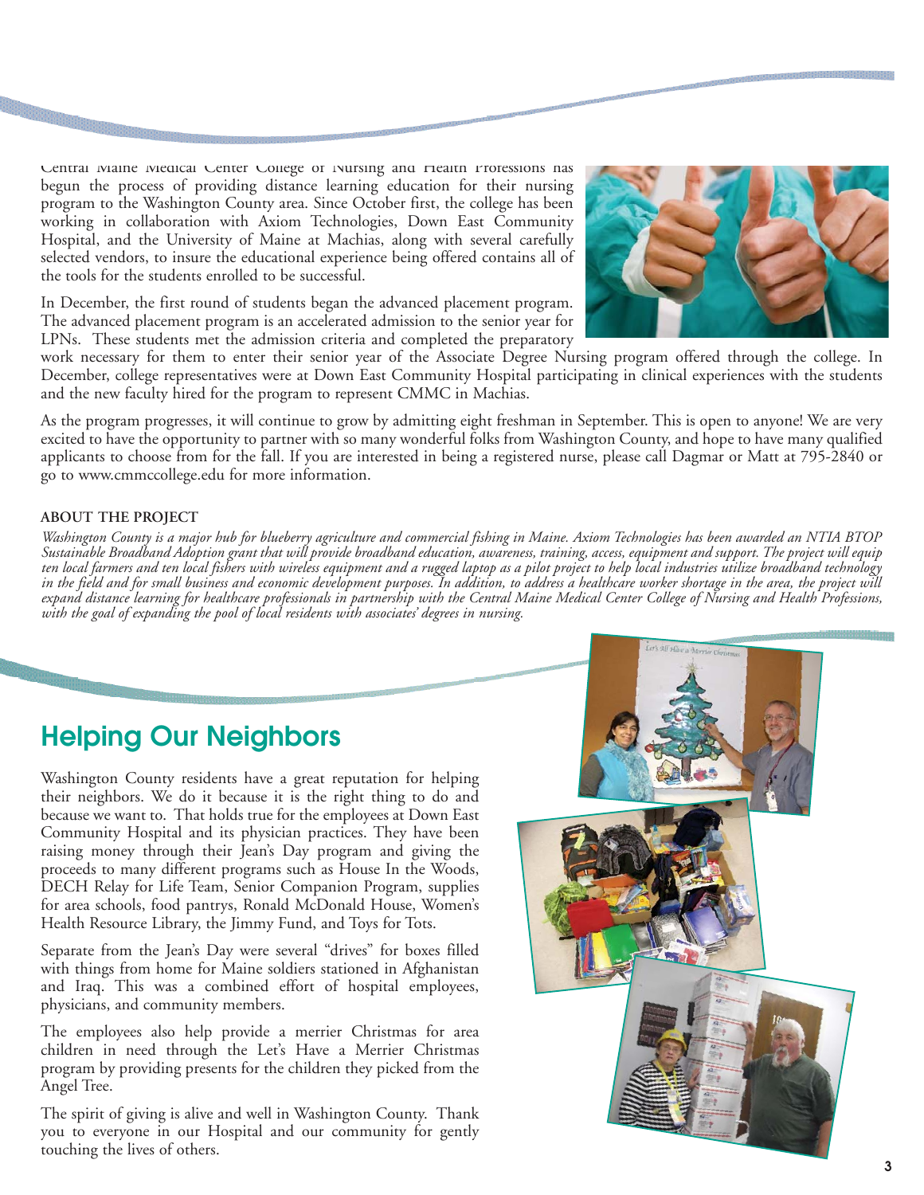Central Maine Medical Center College of Nursing and Health Professions has begun the process of providing distance learning education for their nursing program to the Washington County area. Since October first, the college has been working in collaboration with Axiom Technologies, Down East Community Hospital, and the University of Maine at Machias, along with several carefully selected vendors, to insure the educational experience being offered contains all of the tools for the students enrolled to be successful.

In December, the first round of students began the advanced placement program. The advanced placement program is an accelerated admission to the senior year for LPNs. These students met the admission criteria and completed the preparatory work necessary for them to enter their senior year of the Associate Degree Nursing program offered through the college. In December, college representatives were at Down East Community Hospital participating in clinical experiences with the students and the new faculty hired for the program to represent CMMC in Machias.

As the program progresses, it will continue to grow by admitting eight freshman in September. This is open to anyone! We are very excited to have the opportunity to partner with so many wonderful folks from Washington County, and hope to have many qualified applicants to choose from for the fall. If you are interested in being a registered nurse, please call Dagmar or Matt at 795-2840 or go to www.cmmccollege.edu for more information.

**ABOUT THE PROJECT**

*Washington County is a major hub for blueberry agriculture and commercial fishing in Maine. Axiom Technologies has been awarded an NTIA BTOP Sustainable Broadband Adoption grant that will provide broadband education, awareness, training, access, equipment and support. The project will equip ten local farmers and ten local fishers with wireless equipment and a rugged laptop as a pilot project to help local industries utilize broadband technology in the field and for small business and economic development purposes. In addition, to address a healthcare worker shortage in the area, the project will expand distance learning for healthcare professionals in partnership with the Central Maine Medical Center College of Nursing and Health Professions, with the goal of expanding the pool of local residents with associates' degrees in nursing.*

## Helping Our Neighbors

Washington County residents have a great reputation for helping their neighbors. We do it because it is the right thing to do and because we want to. That holds true for the employees at Down East Community Hospital and its physician practices. They have been raising money through their Jean's Day program and giving the proceeds to many different programs such as House In the Woods, DECH Relay for Life Team, Senior Companion Program, supplies for area schools, food pantrys, Ronald McDonald House, Women's Health Resource Library, the Jimmy Fund, and Toys for Tots.

Separate from the Jean's Day were several "drives" for boxes filled with things from home for Maine soldiers stationed in Afghanistan and Iraq. This was a combined effort of hospital employees, physicians, and community members.

The employees also help provide a merrier Christmas for area children in need through the Let's Have a Merrier Christmas program by providing presents for the children they picked from the Angel Tree.

The spirit of giving is alive and well in Washington County. Thank you to everyone in our Hospital and our community for gently touching the lives of others.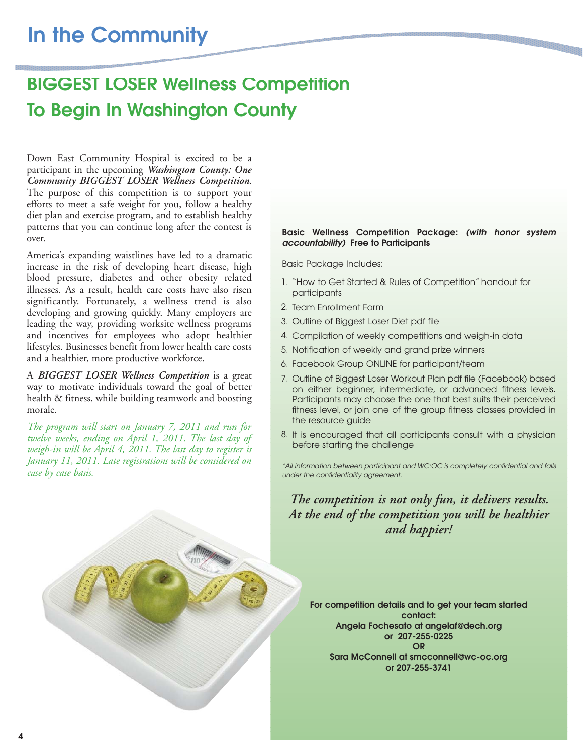# In the Community

## BIGGEST LOSER Wellness Competition To Begin In Washington County

Down East Community Hospital is excited to be a participant in the upcoming ***Washington County: One Community BIGGEST LOSER Wellness Competition***. The purpose of this competition is to support your efforts to meet a safe weight for you, follow a healthy diet plan and exercise program, and to establish healthy patterns that you can continue long after the contest is over.

America's expanding waistlines have led to a dramatic increase in the risk of developing heart disease, high blood pressure, diabetes and other obesity related illnesses. As a result, health care costs have also risen significantly. Fortunately, a wellness trend is also developing and growing quickly. Many employers are leading the way, providing worksite wellness programs and incentives for employees who adopt healthier lifestyles. Businesses benefit from lower health care costs and a healthier, more productive workforce.

A ***BIGGEST LOSER Wellness Competition*** is a great way to motivate individuals toward the goal of better health & fitness, while building teamwork and boosting morale.

*The program will start on January 7, 2011 and run for twelve weeks, ending on April 1, 2011. The last day of weigh-in will be April 4, 2011. The last day to register is January 11, 2011. Late registrations will be considered on case by case basis.*

**Basic Wellness Competition Package:** ***(with honor system accountability)*** **Free to Participants**

Basic Package Includes:

1. "How to Get Started & Rules of Competition" handout for participants
2. Team Enrollment Form
3. Outline of Biggest Loser Diet pdf file
4. Compilation of weekly competitions and weigh-in data
5. Notification of weekly and grand prize winners
6. Facebook Group ONLINE for participant/team
7. Outline of Biggest Loser Workout Plan pdf file (Facebook) based on either beginner, intermediate, or advanced fitness levels. Participants may choose the one that best suits their perceived fitness level, or join one of the group fitness classes provided in the resource guide
8. It is encouraged that all participants consult with a physician before starting the challenge

*\*All information between participant and WC:OC is completely confidential and falls under the confidentiality agreement.*

***The competition is not only fun, it delivers results. At the end of the competition you will be healthier and happier!***

**For competition details and to get your team started contact:**
**Angela Fochesato at angelaf@dech.org or 207-255-0225**
**OR**
**Sara McConnell at smcconnell@wc-oc.org or 207-255-3741**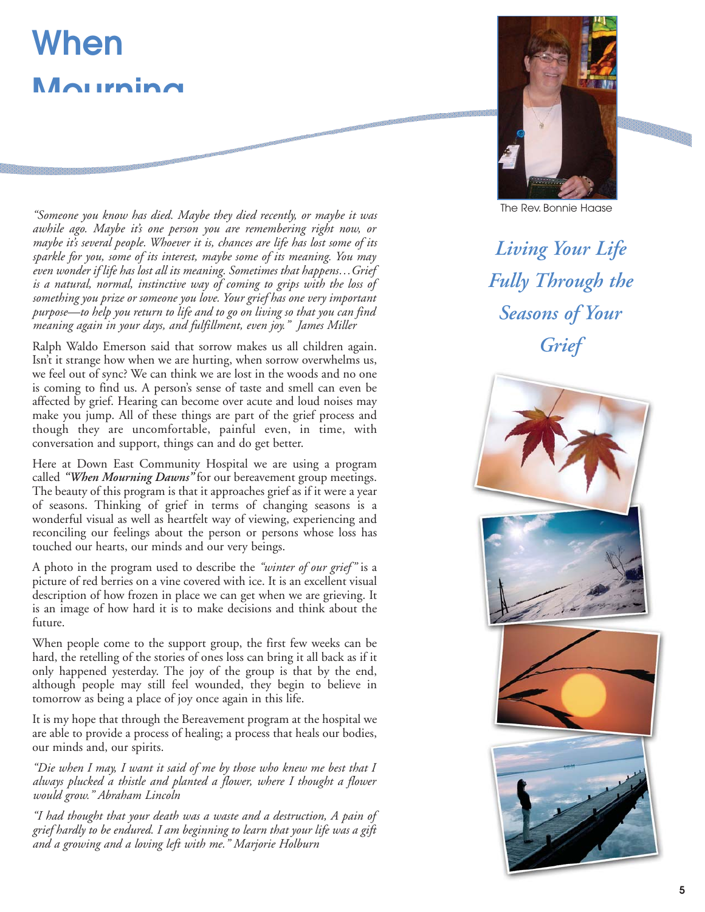# When Mourning

The Rev. Bonnie Haase

## *Living Your Life Fully Through the Seasons of Your Grief*

*"Someone you know has died. Maybe they died recently, or maybe it was awhile ago. Maybe it's one person you are remembering right now, or maybe it's several people. Whoever it is, chances are life has lost some of its sparkle for you, some of its interest, maybe some of its meaning. You may even wonder if life has lost all its meaning. Sometimes that happens…Grief is a natural, normal, instinctive way of coming to grips with the loss of something you prize or someone you love. Your grief has one very important purpose—to help you return to life and to go on living so that you can find meaning again in your days, and fulfillment, even joy." James Miller*

Ralph Waldo Emerson said that sorrow makes us all children again. Isn't it strange how when we are hurting, when sorrow overwhelms us, we feel out of sync? We can think we are lost in the woods and no one is coming to find us. A person's sense of taste and smell can even be affected by grief. Hearing can become over acute and loud noises may make you jump. All of these things are part of the grief process and though they are uncomfortable, painful even, in time, with conversation and support, things can and do get better.

Here at Down East Community Hospital we are using a program called ***"When Mourning Dawns"*** for our bereavement group meetings. The beauty of this program is that it approaches grief as if it were a year of seasons. Thinking of grief in terms of changing seasons is a wonderful visual as well as heartfelt way of viewing, experiencing and reconciling our feelings about the person or persons whose loss has touched our hearts, our minds and our very beings.

A photo in the program used to describe the *"winter of our grief"* is a picture of red berries on a vine covered with ice. It is an excellent visual description of how frozen in place we can get when we are grieving. It is an image of how hard it is to make decisions and think about the future.

When people come to the support group, the first few weeks can be hard, the retelling of the stories of ones loss can bring it all back as if it only happened yesterday. The joy of the group is that by the end, although people may still feel wounded, they begin to believe in tomorrow as being a place of joy once again in this life.

It is my hope that through the Bereavement program at the hospital we are able to provide a process of healing; a process that heals our bodies, our minds and, our spirits.

*"Die when I may, I want it said of me by those who knew me best that I always plucked a thistle and planted a flower, where I thought a flower would grow." Abraham Lincoln*

*"I had thought that your death was a waste and a destruction, A pain of grief hardly to be endured. I am beginning to learn that your life was a gift and a growing and a loving left with me." Marjorie Holburn*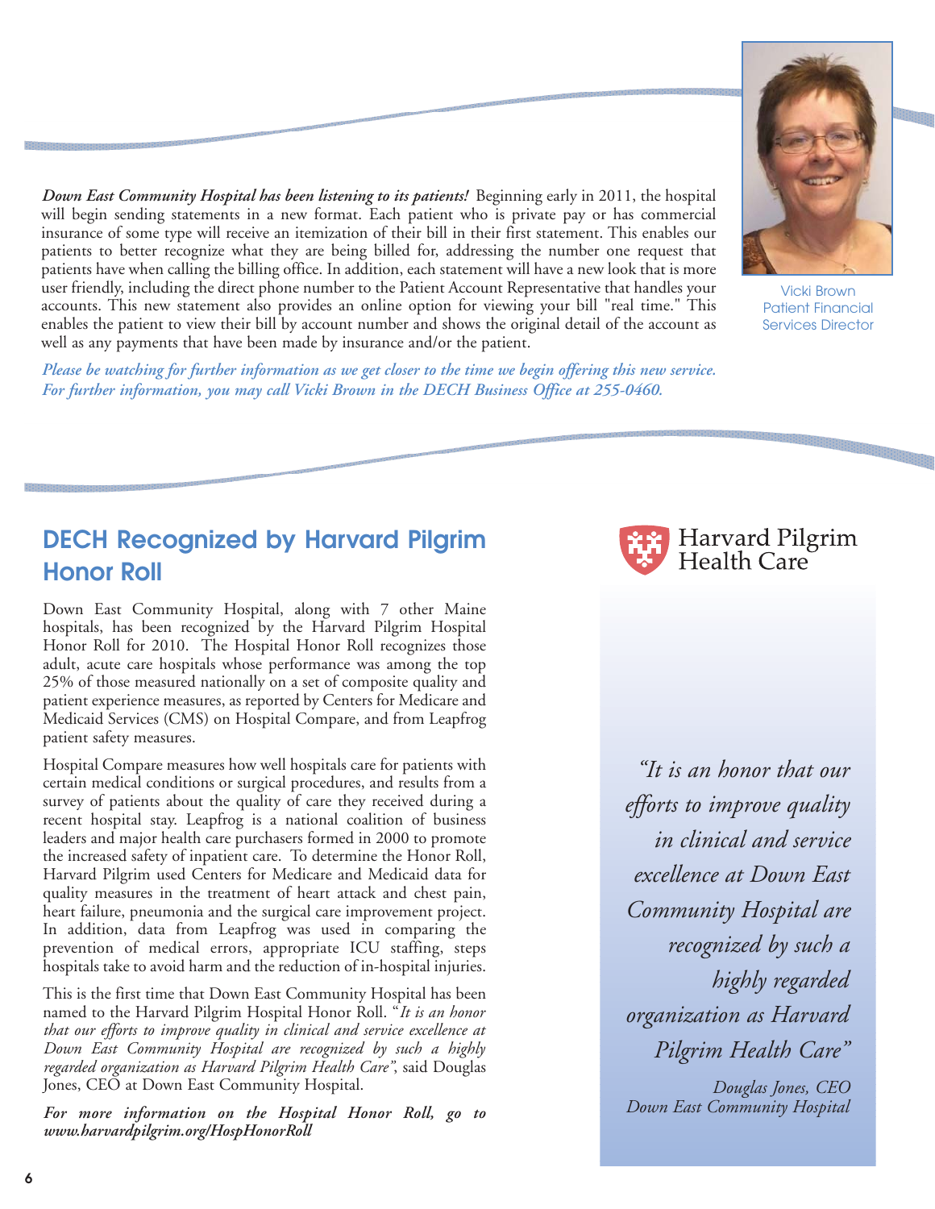***Down East Community Hospital has been listening to its patients!*** Beginning early in 2011, the hospital will begin sending statements in a new format. Each patient who is private pay or has commercial insurance of some type will receive an itemization of their bill in their first statement. This enables our patients to better recognize what they are being billed for, addressing the number one request that patients have when calling the billing office. In addition, each statement will have a new look that is more user friendly, including the direct phone number to the Patient Account Representative that handles your accounts. This new statement also provides an online option for viewing your bill "real time." This enables the patient to view their bill by account number and shows the original detail of the account as well as any payments that have been made by insurance and/or the patient.

*Please be watching for further information as we get closer to the time we begin offering this new service. For further information, you may call Vicki Brown in the DECH Business Office at 255-0460.*

Vicki Brown
Patient Financial Services Director

## DECH Recognized by Harvard Pilgrim Honor Roll

Harvard Pilgrim Health Care

Down East Community Hospital, along with 7 other Maine hospitals, has been recognized by the Harvard Pilgrim Hospital Honor Roll for 2010. The Hospital Honor Roll recognizes those adult, acute care hospitals whose performance was among the top 25% of those measured nationally on a set of composite quality and patient experience measures, as reported by Centers for Medicare and Medicaid Services (CMS) on Hospital Compare, and from Leapfrog patient safety measures.

Hospital Compare measures how well hospitals care for patients with certain medical conditions or surgical procedures, and results from a survey of patients about the quality of care they received during a recent hospital stay. Leapfrog is a national coalition of business leaders and major health care purchasers formed in 2000 to promote the increased safety of inpatient care. To determine the Honor Roll, Harvard Pilgrim used Centers for Medicare and Medicaid data for quality measures in the treatment of heart attack and chest pain, heart failure, pneumonia and the surgical care improvement project. In addition, data from Leapfrog was used in comparing the prevention of medical errors, appropriate ICU staffing, steps hospitals take to avoid harm and the reduction of in-hospital injuries.

This is the first time that Down East Community Hospital has been named to the Harvard Pilgrim Hospital Honor Roll. "*It is an honor that our efforts to improve quality in clinical and service excellence at Down East Community Hospital are recognized by such a highly regarded organization as Harvard Pilgrim Health Care*", said Douglas Jones, CEO at Down East Community Hospital.

***For more information on the Hospital Honor Roll, go to www.harvardpilgrim.org/HospHonorRoll***

> *"It is an honor that our efforts to improve quality in clinical and service excellence at Down East Community Hospital are recognized by such a highly regarded organization as Harvard Pilgrim Health Care"*
>
> *Douglas Jones, CEO*
> *Down East Community Hospital*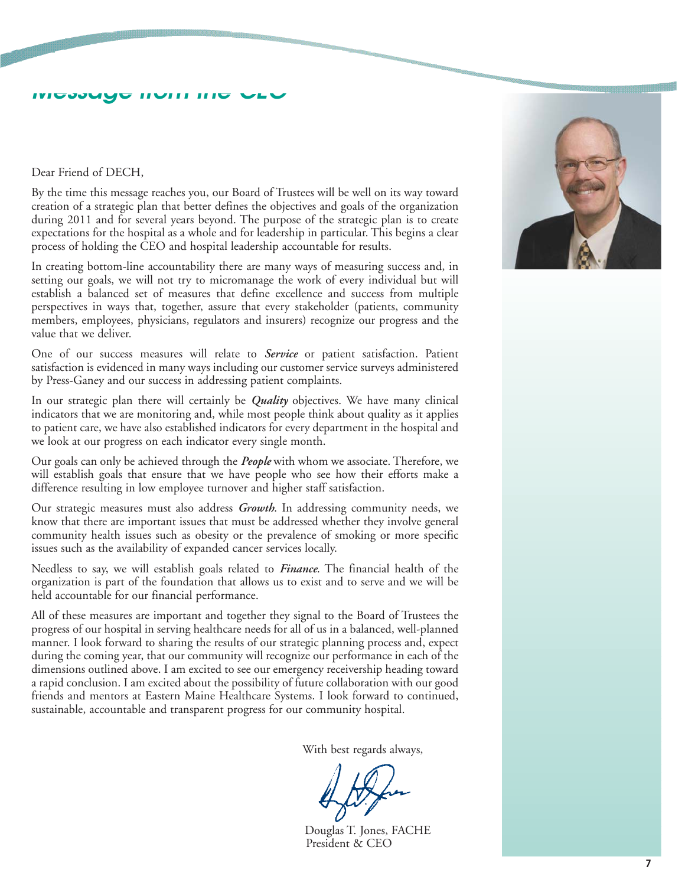# Message from the CEO

Dear Friend of DECH,

By the time this message reaches you, our Board of Trustees will be well on its way toward creation of a strategic plan that better defines the objectives and goals of the organization during 2011 and for several years beyond. The purpose of the strategic plan is to create expectations for the hospital as a whole and for leadership in particular. This begins a clear process of holding the CEO and hospital leadership accountable for results.

In creating bottom-line accountability there are many ways of measuring success and, in setting our goals, we will not try to micromanage the work of every individual but will establish a balanced set of measures that define excellence and success from multiple perspectives in ways that, together, assure that every stakeholder (patients, community members, employees, physicians, regulators and insurers) recognize our progress and the value that we deliver.

One of our success measures will relate to ***Service*** or patient satisfaction. Patient satisfaction is evidenced in many ways including our customer service surveys administered by Press-Ganey and our success in addressing patient complaints.

In our strategic plan there will certainly be ***Quality*** objectives. We have many clinical indicators that we are monitoring and, while most people think about quality as it applies to patient care, we have also established indicators for every department in the hospital and we look at our progress on each indicator every single month.

Our goals can only be achieved through the ***People*** with whom we associate. Therefore, we will establish goals that ensure that we have people who see how their efforts make a difference resulting in low employee turnover and higher staff satisfaction.

Our strategic measures must also address ***Growth***. In addressing community needs, we know that there are important issues that must be addressed whether they involve general community health issues such as obesity or the prevalence of smoking or more specific issues such as the availability of expanded cancer services locally.

Needless to say, we will establish goals related to ***Finance***. The financial health of the organization is part of the foundation that allows us to exist and to serve and we will be held accountable for our financial performance.

All of these measures are important and together they signal to the Board of Trustees the progress of our hospital in serving healthcare needs for all of us in a balanced, well-planned manner. I look forward to sharing the results of our strategic planning process and, expect during the coming year, that our community will recognize our performance in each of the dimensions outlined above. I am excited to see our emergency receivership heading toward a rapid conclusion. I am excited about the possibility of future collaboration with our good friends and mentors at Eastern Maine Healthcare Systems. I look forward to continued, sustainable, accountable and transparent progress for our community hospital.

With best regards always,

Douglas T. Jones, FACHE
President & CEO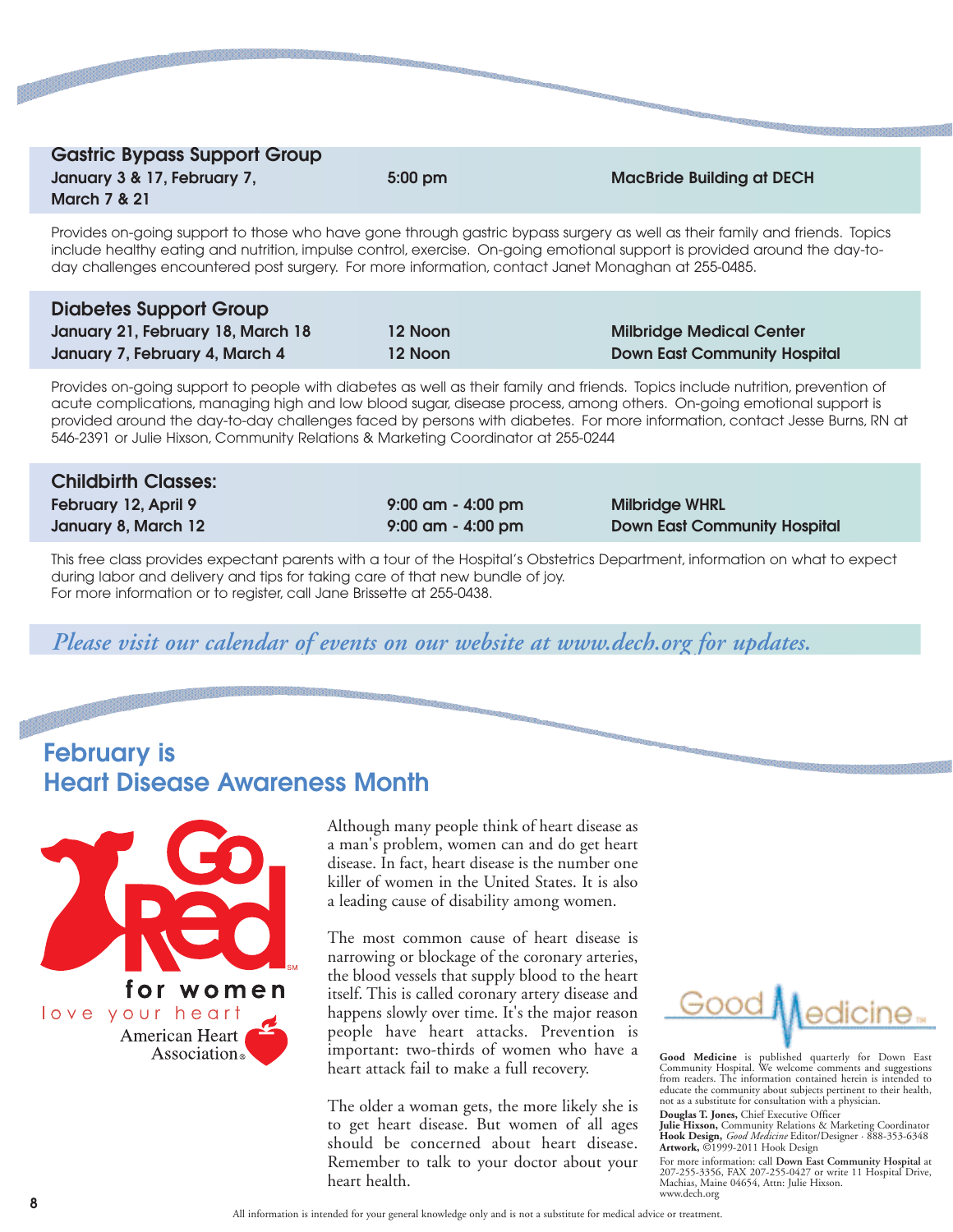## Gastric Bypass Support Group

**January 3 & 17, February 7, March 7 & 21** | **5:00 pm** | **MacBride Building at DECH**

Provides on-going support to those who have gone through gastric bypass surgery as well as their family and friends. Topics include healthy eating and nutrition, impulse control, exercise. On-going emotional support is provided around the day-to-day challenges encountered post surgery. For more information, contact Janet Monaghan at 255-0485.

## Diabetes Support Group

| | | |
|---|---|---|
| **January 21, February 18, March 18** | **12 Noon** | **Milbridge Medical Center** |
| **January 7, February 4, March 4** | **12 Noon** | **Down East Community Hospital** |

Provides on-going support to people with diabetes as well as their family and friends. Topics include nutrition, prevention of acute complications, managing high and low blood sugar, disease process, among others. On-going emotional support is provided around the day-to-day challenges faced by persons with diabetes. For more information, contact Jesse Burns, RN at 546-2391 or Julie Hixson, Community Relations & Marketing Coordinator at 255-0244

## Childbirth Classes:

| | | |
|---|---|---|
| **February 12, April 9** | **9:00 am - 4:00 pm** | **Milbridge WHRL** |
| **January 8, March 12** | **9:00 am - 4:00 pm** | **Down East Community Hospital** |

This free class provides expectant parents with a tour of the Hospital's Obstetrics Department, information on what to expect during labor and delivery and tips for taking care of that new bundle of joy.
For more information or to register, call Jane Brissette at 255-0438.

*Please visit our calendar of events on our website at www.dech.org for updates.*

## February is Heart Disease Awareness Month

Go Red for women
love your heart
American Heart Association

Although many people think of heart disease as a man's problem, women can and do get heart disease. In fact, heart disease is the number one killer of women in the United States. It is also a leading cause of disability among women.

The most common cause of heart disease is narrowing or blockage of the coronary arteries, the blood vessels that supply blood to the heart itself. This is called coronary artery disease and happens slowly over time. It's the major reason people have heart attacks. Prevention is important: two-thirds of women who have a heart attack fail to make a full recovery.

The older a woman gets, the more likely she is to get heart disease. But women of all ages should be concerned about heart disease. Remember to talk to your doctor about your heart health.

Good Medicine™

**Good Medicine** is published quarterly for Down East Community Hospital. We welcome comments and suggestions from readers. The information contained herein is intended to educate the community about subjects pertinent to their health, not as a substitute for consultation with a physician.

**Douglas T. Jones,** Chief Executive Officer
**Julie Hixson,** Community Relations & Marketing Coordinator
**Hook Design,** *Good Medicine* Editor/Designer · 888-353-6348
**Artwork,** ©1999-2011 Hook Design

For more information: call **Down East Community Hospital** at 207-255-3356, FAX 207-255-0427 or write 11 Hospital Drive, Machias, Maine 04654, Attn: Julie Hixson. www.dech.org

All information is intended for your general knowledge only and is not a substitute for medical advice or treatment.